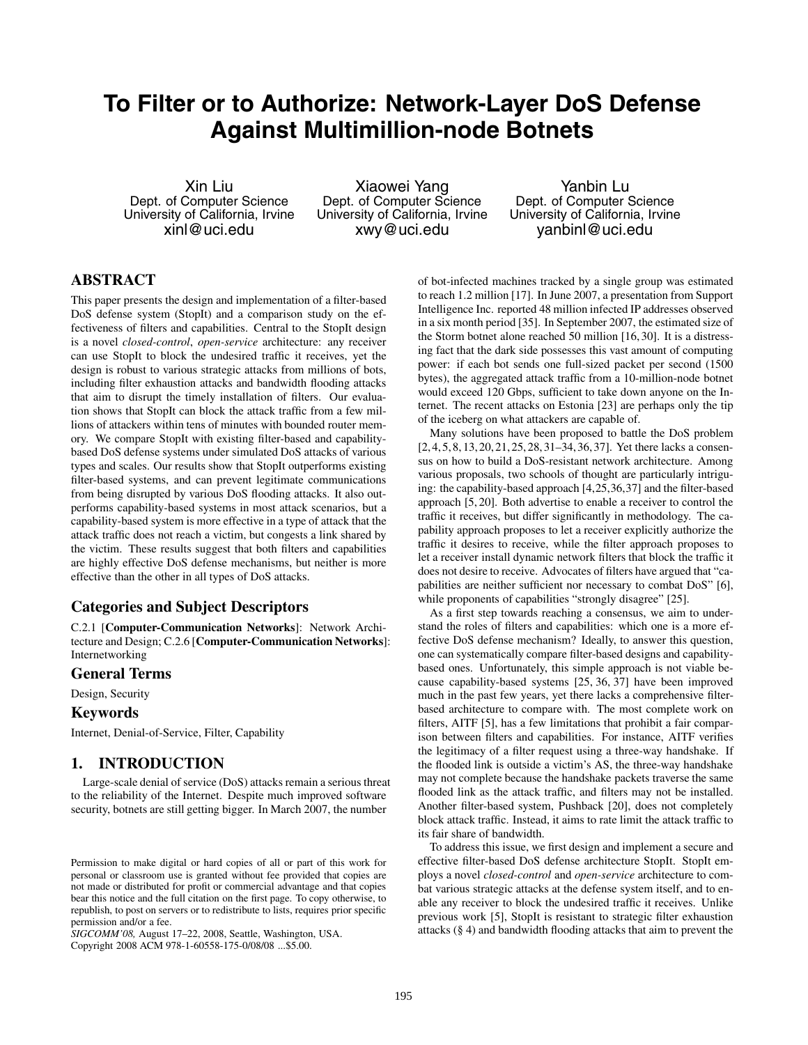# To Filter or to Authorize: Network-Layer DoS Defense Against Multimillion-node Botnets

Xin Liu
Dept. of Computer Science
University of California, Irvine
xinl@uci.edu

Xiaowei Yang
Dept. of Computer Science
University of California, Irvine
xwy@uci.edu

Yanbin Lu
Dept. of Computer Science
University of California, Irvine
yanbinl@uci.edu

## ABSTRACT

This paper presents the design and implementation of a filter-based DoS defense system (StopIt) and a comparison study on the effectiveness of filters and capabilities. Central to the StopIt design is a novel *closed-control*, *open-service* architecture: any receiver can use StopIt to block the undesired traffic it receives, yet the design is robust to various strategic attacks from millions of bots, including filter exhaustion attacks and bandwidth flooding attacks that aim to disrupt the timely installation of filters. Our evaluation shows that StopIt can block the attack traffic from a few millions of attackers within tens of minutes with bounded router memory. We compare StopIt with existing filter-based and capability-based DoS defense systems under simulated DoS attacks of various types and scales. Our results show that StopIt outperforms existing filter-based systems, and can prevent legitimate communications from being disrupted by various DoS flooding attacks. It also outperforms capability-based systems in most attack scenarios, but a capability-based system is more effective in a type of attack that the attack traffic does not reach a victim, but congests a link shared by the victim. These results suggest that both filters and capabilities are highly effective DoS defense mechanisms, but neither is more effective than the other in all types of DoS attacks.

### Categories and Subject Descriptors

C.2.1 [**Computer-Communication Networks**]: Network Architecture and Design; C.2.6 [**Computer-Communication Networks**]: Internetworking

### General Terms

Design, Security

### Keywords

Internet, Denial-of-Service, Filter, Capability

## 1. INTRODUCTION

Large-scale denial of service (DoS) attacks remain a serious threat to the reliability of the Internet. Despite much improved software security, botnets are still getting bigger. In March 2007, the number of bot-infected machines tracked by a single group was estimated to reach 1.2 million [17]. In June 2007, a presentation from Support Intelligence Inc. reported 48 million infected IP addresses observed in a six month period [35]. In September 2007, the estimated size of the Storm botnet alone reached 50 million [16, 30]. It is a distressing fact that the dark side possesses this vast amount of computing power: if each bot sends one full-sized packet per second (1500 bytes), the aggregated attack traffic from a 10-million-node botnet would exceed 120 Gbps, sufficient to take down anyone on the Internet. The recent attacks on Estonia [23] are perhaps only the tip of the iceberg on what attackers are capable of.

Many solutions have been proposed to battle the DoS problem [2, 4, 5, 8, 13, 20, 21, 25, 28, 31–34, 36, 37]. Yet there lacks a consensus on how to build a DoS-resistant network architecture. Among various proposals, two schools of thought are particularly intriguing: the capability-based approach [4,25,36,37] and the filter-based approach [5, 20]. Both advertise to enable a receiver to control the traffic it receives, but differ significantly in methodology. The capability approach proposes to let a receiver explicitly authorize the traffic it desires to receive, while the filter approach proposes to let a receiver install dynamic network filters that block the traffic it does not desire to receive. Advocates of filters have argued that "capabilities are neither sufficient nor necessary to combat DoS" [6], while proponents of capabilities "strongly disagree" [25].

As a first step towards reaching a consensus, we aim to understand the roles of filters and capabilities: which one is a more effective DoS defense mechanism? Ideally, to answer this question, one can systematically compare filter-based designs and capability-based ones. Unfortunately, this simple approach is not viable because capability-based systems [25, 36, 37] have been improved much in the past few years, yet there lacks a comprehensive filter-based architecture to compare with. The most complete work on filters, AITF [5], has a few limitations that prohibit a fair comparison between filters and capabilities. For instance, AITF verifies the legitimacy of a filter request using a three-way handshake. If the flooded link is outside a victim's AS, the three-way handshake may not complete because the handshake packets traverse the same flooded link as the attack traffic, and filters may not be installed. Another filter-based system, Pushback [20], does not completely block attack traffic. Instead, it aims to rate limit the attack traffic to its fair share of bandwidth.

To address this issue, we first design and implement a secure and effective filter-based DoS defense architecture StopIt. StopIt employs a novel *closed-control* and *open-service* architecture to combat various strategic attacks at the defense system itself, and to enable any receiver to block the undesired traffic it receives. Unlike previous work [5], StopIt is resistant to strategic filter exhaustion attacks (§ 4) and bandwidth flooding attacks that aim to prevent the

Permission to make digital or hard copies of all or part of this work for personal or classroom use is granted without fee provided that copies are not made or distributed for profit or commercial advantage and that copies bear this notice and the full citation on the first page. To copy otherwise, to republish, to post on servers or to redistribute to lists, requires prior specific permission and/or a fee.
*SIGCOMM'08,* August 17–22, 2008, Seattle, Washington, USA.
Copyright 2008 ACM 978-1-60558-175-0/08/08 ...$5.00.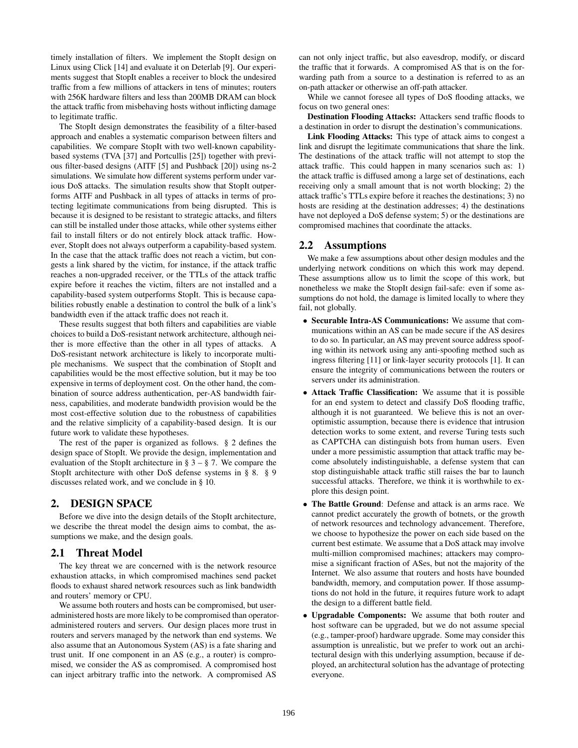timely installation of filters. We implement the StopIt design on Linux using Click [14] and evaluate it on Deterlab [9]. Our experiments suggest that StopIt enables a receiver to block the undesired traffic from a few millions of attackers in tens of minutes; routers with 256K hardware filters and less than 200MB DRAM can block the attack traffic from misbehaving hosts without inflicting damage to legitimate traffic.

The StopIt design demonstrates the feasibility of a filter-based approach and enables a systematic comparison between filters and capabilities. We compare StopIt with two well-known capability-based systems (TVA [37] and Portcullis [25]) together with previous filter-based designs (AITF [5] and Pushback [20]) using ns-2 simulations. We simulate how different systems perform under various DoS attacks. The simulation results show that StopIt outperforms AITF and Pushback in all types of attacks in terms of protecting legitimate communications from being disrupted. This is because it is designed to be resistant to strategic attacks, and filters can still be installed under those attacks, while other systems either fail to install filters or do not entirely block attack traffic. However, StopIt does not always outperform a capability-based system. In the case that the attack traffic does not reach a victim, but congests a link shared by the victim, for instance, if the attack traffic reaches a non-upgraded receiver, or the TTLs of the attack traffic expire before it reaches the victim, filters are not installed and a capability-based system outperforms StopIt. This is because capabilities robustly enable a destination to control the bulk of a link's bandwidth even if the attack traffic does not reach it.

These results suggest that both filters and capabilities are viable choices to build a DoS-resistant network architecture, although neither is more effective than the other in all types of attacks. A DoS-resistant network architecture is likely to incorporate multiple mechanisms. We suspect that the combination of StopIt and capabilities would be the most effective solution, but it may be too expensive in terms of deployment cost. On the other hand, the combination of source address authentication, per-AS bandwidth fairness, capabilities, and moderate bandwidth provision would be the most cost-effective solution due to the robustness of capabilities and the relative simplicity of a capability-based design. It is our future work to validate these hypotheses.

The rest of the paper is organized as follows. § 2 defines the design space of StopIt. We provide the design, implementation and evaluation of the StopIt architecture in § 3 – § 7. We compare the StopIt architecture with other DoS defense systems in § 8. § 9 discusses related work, and we conclude in § 10.

## 2. DESIGN SPACE

Before we dive into the design details of the StopIt architecture, we describe the threat model the design aims to combat, the assumptions we make, and the design goals.

### 2.1 Threat Model

The key threat we are concerned with is the network resource exhaustion attacks, in which compromised machines send packet floods to exhaust shared network resources such as link bandwidth and routers' memory or CPU.

We assume both routers and hosts can be compromised, but user-administered hosts are more likely to be compromised than operator-administered routers and servers. Our design places more trust in routers and servers managed by the network than end systems. We also assume that an Autonomous System (AS) is a fate sharing and trust unit. If one component in an AS (e.g., a router) is compromised, we consider the AS as compromised. A compromised host can inject arbitrary traffic into the network. A compromised AS can not only inject traffic, but also eavesdrop, modify, or discard the traffic that it forwards. A compromised AS that is on the forwarding path from a source to a destination is referred to as an on-path attacker or otherwise an off-path attacker.

While we cannot foresee all types of DoS flooding attacks, we focus on two general ones:

**Destination Flooding Attacks:** Attackers send traffic floods to a destination in order to disrupt the destination's communications.

**Link Flooding Attacks:** This type of attack aims to congest a link and disrupt the legitimate communications that share the link. The destinations of the attack traffic will not attempt to stop the attack traffic. This could happen in many scenarios such as: 1) the attack traffic is diffused among a large set of destinations, each receiving only a small amount that is not worth blocking; 2) the attack traffic's TTLs expire before it reaches the destinations; 3) no hosts are residing at the destination addresses; 4) the destinations have not deployed a DoS defense system; 5) or the destinations are compromised machines that coordinate the attacks.

### 2.2 Assumptions

We make a few assumptions about other design modules and the underlying network conditions on which this work may depend. These assumptions allow us to limit the scope of this work, but nonetheless we make the StopIt design fail-safe: even if some assumptions do not hold, the damage is limited locally to where they fail, not globally.

- **Securable Intra-AS Communications:** We assume that communications within an AS can be made secure if the AS desires to do so. In particular, an AS may prevent source address spoofing within its network using any anti-spoofing method such as ingress filtering [11] or link-layer security protocols [1]. It can ensure the integrity of communications between the routers or servers under its administration.
- **Attack Traffic Classification:** We assume that it is possible for an end system to detect and classify DoS flooding traffic, although it is not guaranteed. We believe this is not an over-optimistic assumption, because there is evidence that intrusion detection works to some extent, and reverse Turing tests such as CAPTCHA can distinguish bots from human users. Even under a more pessimistic assumption that attack traffic may become absolutely indistinguishable, a defense system that can stop distinguishable attack traffic still raises the bar to launch successful attacks. Therefore, we think it is worthwhile to explore this design point.
- **The Battle Ground**: Defense and attack is an arms race. We cannot predict accurately the growth of botnets, or the growth of network resources and technology advancement. Therefore, we choose to hypothesize the power on each side based on the current best estimate. We assume that a DoS attack may involve multi-million compromised machines; attackers may compromise a significant fraction of ASes, but not the majority of the Internet. We also assume that routers and hosts have bounded bandwidth, memory, and computation power. If those assumptions do not hold in the future, it requires future work to adapt the design to a different battle field.
- **Upgradable Components:** We assume that both router and host software can be upgraded, but we do not assume special (e.g., tamper-proof) hardware upgrade. Some may consider this assumption is unrealistic, but we prefer to work out an architectural design with this underlying assumption, because if deployed, an architectural solution has the advantage of protecting everyone.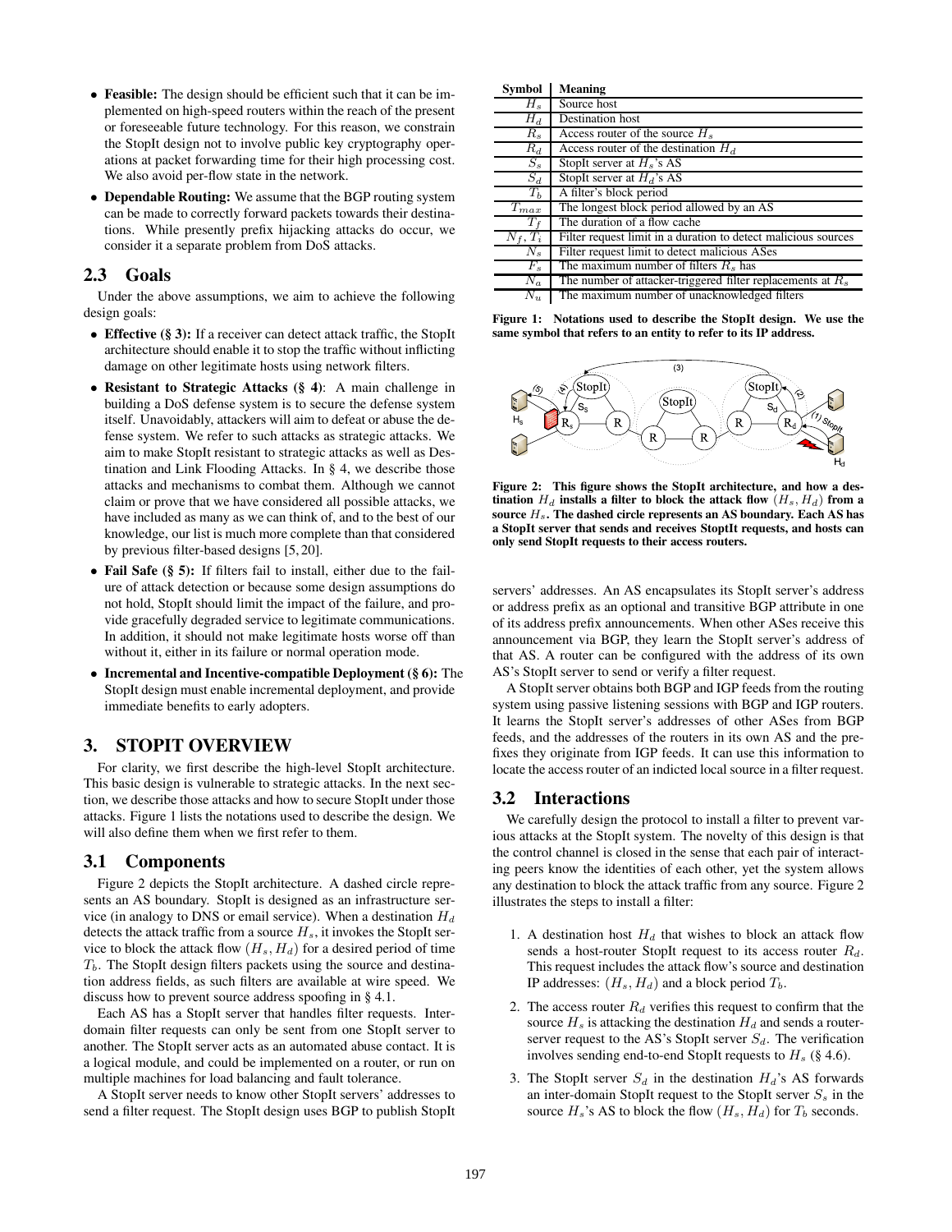- **Feasible:** The design should be efficient such that it can be implemented on high-speed routers within the reach of the present or foreseeable future technology. For this reason, we constrain the StopIt design not to involve public key cryptography operations at packet forwarding time for their high processing cost. We also avoid per-flow state in the network.
- **Dependable Routing:** We assume that the BGP routing system can be made to correctly forward packets towards their destinations. While presently prefix hijacking attacks do occur, we consider it a separate problem from DoS attacks.

## 2.3 Goals

Under the above assumptions, we aim to achieve the following design goals:

- **Effective (§ 3):** If a receiver can detect attack traffic, the StopIt architecture should enable it to stop the traffic without inflicting damage on other legitimate hosts using network filters.
- **Resistant to Strategic Attacks (§ 4)**: A main challenge in building a DoS defense system is to secure the defense system itself. Unavoidably, attackers will aim to defeat or abuse the defense system. We refer to such attacks as strategic attacks. We aim to make StopIt resistant to strategic attacks as well as Destination and Link Flooding Attacks. In § 4, we describe those attacks and mechanisms to combat them. Although we cannot claim or prove that we have considered all possible attacks, we have included as many as we can think of, and to the best of our knowledge, our list is much more complete than that considered by previous filter-based designs [5, 20].
- **Fail Safe (§ 5):** If filters fail to install, either due to the failure of attack detection or because some design assumptions do not hold, StopIt should limit the impact of the failure, and provide gracefully degraded service to legitimate communications. In addition, it should not make legitimate hosts worse off than without it, either in its failure or normal operation mode.
- **Incremental and Incentive-compatible Deployment (§ 6):** The StopIt design must enable incremental deployment, and provide immediate benefits to early adopters.

# 3. STOPIT OVERVIEW

For clarity, we first describe the high-level StopIt architecture. This basic design is vulnerable to strategic attacks. In the next section, we describe those attacks and how to secure StopIt under those attacks. Figure 1 lists the notations used to describe the design. We will also define them when we first refer to them.

## 3.1 Components

Figure 2 depicts the StopIt architecture. A dashed circle represents an AS boundary. StopIt is designed as an infrastructure service (in analogy to DNS or email service). When a destination $H_d$ detects the attack traffic from a source $H_s$, it invokes the StopIt service to block the attack flow $(H_s, H_d)$ for a desired period of time $T_b$. The StopIt design filters packets using the source and destination address fields, as such filters are available at wire speed. We discuss how to prevent source address spoofing in § 4.1.

Each AS has a StopIt server that handles filter requests. Interdomain filter requests can only be sent from one StopIt server to another. The StopIt server acts as an automated abuse contact. It is a logical module, and could be implemented on a router, or run on multiple machines for load balancing and fault tolerance.

A StopIt server needs to know other StopIt servers' addresses to send a filter request. The StopIt design uses BGP to publish StopIt servers' addresses. An AS encapsulates its StopIt server's address or address prefix as an optional and transitive BGP attribute in one of its address prefix announcements. When other ASes receive this announcement via BGP, they learn the StopIt server's address of that AS. A router can be configured with the address of its own AS's StopIt server to send or verify a filter request.

A StopIt server obtains both BGP and IGP feeds from the routing system using passive listening sessions with BGP and IGP routers. It learns the StopIt server's addresses of other ASes from BGP feeds, and the addresses of the routers in its own AS and the prefixes they originate from IGP feeds. It can use this information to locate the access router of an indicted local source in a filter request.

| Symbol | Meaning |
|---|---|
| $H_s$ | Source host |
| $H_d$ | Destination host |
| $R_s$ | Access router of the source $H_s$ |
| $R_d$ | Access router of the destination $H_d$ |
| $S_s$ | StopIt server at $H_s$'s AS |
| $S_d$ | StopIt server at $H_d$'s AS |
| $T_b$ | A filter's block period |
| $T_{max}$ | The longest block period allowed by an AS |
| $T_f$ | The duration of a flow cache |
| $N_f$, $T_i$ | Filter request limit in a duration to detect malicious sources |
| $N_s$ | Filter request limit to detect malicious ASes |
| $F_s$ | The maximum number of filters $R_s$ has |
| $N_a$ | The number of attacker-triggered filter replacements at $R_s$ |
| $N_u$ | The maximum number of unacknowledged filters |

**Figure 1: Notations used to describe the StopIt design. We use the same symbol that refers to an entity to refer to its IP address.**

(3)
(5) (4) StopIt $S_s$ $H_s$ $R_s$ R StopIt R R StopIt $S_d$ (2) R $R_d$ (1) StopIt $H_d$

**Figure 2: This figure shows the StopIt architecture, and how a destination $H_d$ installs a filter to block the attack flow $(H_s, H_d)$ from a source $H_s$. The dashed circle represents an AS boundary. Each AS has a StopIt server that sends and receives StoptIt requests, and hosts can only send StopIt requests to their access routers.**

## 3.2 Interactions

We carefully design the protocol to install a filter to prevent various attacks at the StopIt system. The novelty of this design is that the control channel is closed in the sense that each pair of interacting peers know the identities of each other, yet the system allows any destination to block the attack traffic from any source. Figure 2 illustrates the steps to install a filter:

1. A destination host $H_d$ that wishes to block an attack flow sends a host-router StopIt request to its access router $R_d$. This request includes the attack flow's source and destination IP addresses: $(H_s, H_d)$ and a block period $T_b$.
2. The access router $R_d$ verifies this request to confirm that the source $H_s$ is attacking the destination $H_d$ and sends a router-server request to the AS's StopIt server $S_d$. The verification involves sending end-to-end StopIt requests to $H_s$ (§ 4.6).
3. The StopIt server $S_d$ in the destination $H_d$'s AS forwards an inter-domain StopIt request to the StopIt server $S_s$ in the source $H_s$'s AS to block the flow $(H_s, H_d)$ for $T_b$ seconds.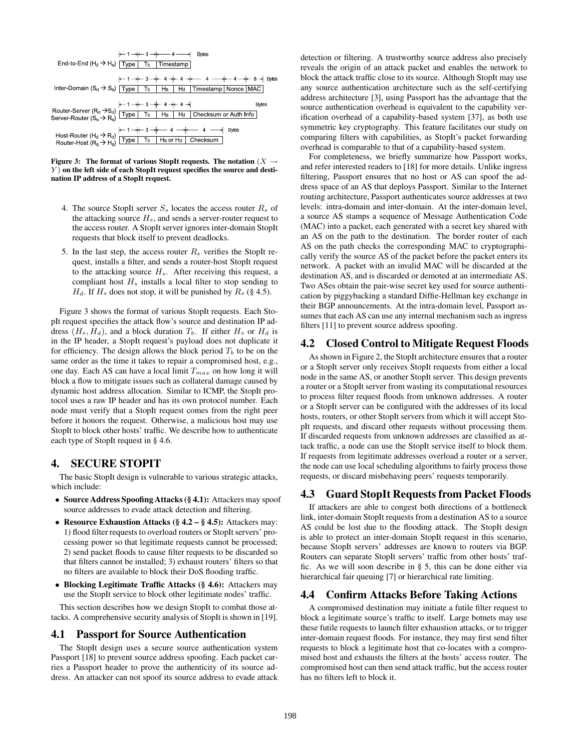| | Type | $T_b$ | Timestamp | | | | |
|---|---|---|---|---|---|---|---|
| Bytes | 1 | 3 | 4 | | | | |
| End-to-End ($H_d \rightarrow H_s$) | Type | $T_b$ | Timestamp | | | | |

| | Type | $T_b$ | Hs | Hd | Timestamp | Nonce | MAC |
|---|---|---|---|---|---|---|---|
| Bytes | 1 | 3 | 4 | 4 | 4 | 4 | 8 |
| Inter-Domain ($S_d \rightarrow S_s$) | Type | $T_b$ | Hs | Hd | Timestamp | Nonce | MAC |

| | Type | $T_b$ | Hs | Hd | Checksum or Auth Info |
|---|---|---|---|---|---|
| Bytes | 1 | 3 | 4 | 4 | |
| Router-Server ($R_d \rightarrow S_d$) / Server-Router ($S_s \rightarrow R_s$) | Type | $T_b$ | Hs | Hd | Checksum or Auth Info |

| | Type | $T_b$ | Hs or Hd | Checksum |
|---|---|---|---|---|
| Bytes | 1 | 3 | 4 | 4 |
| Host-Router ($H_d \rightarrow R_d$) / Router-Host ($R_s \rightarrow H_s$) | Type | $T_b$ | Hs or Hd | Checksum |

**Figure 3: The format of various StopIt requests. The notation $(X \rightarrow Y)$ on the left side of each StopIt request specifies the source and destination IP address of a StopIt request.**

4. The source StopIt server $S_s$ locates the access router $R_s$ of the attacking source $H_s$, and sends a server-router request to the access router. A StopIt server ignores inter-domain StopIt requests that block itself to prevent deadlocks.
5. In the last step, the access router $R_s$ verifies the StopIt request, installs a filter, and sends a router-host StopIt request to the attacking source $H_s$. After receiving this request, a compliant host $H_s$ installs a local filter to stop sending to $H_d$. If $H_s$ does not stop, it will be punished by $R_s$ (§ 4.5).

Figure 3 shows the format of various StopIt requests. Each StopIt request specifies the attack flow's source and destination IP address $(H_s, H_d)$, and a block duration $T_b$. If either $H_s$ or $H_d$ is in the IP header, a StopIt request's payload does not duplicate it for efficiency. The design allows the block period $T_b$ to be on the same order as the time it takes to repair a compromised host, e.g., one day. Each AS can have a local limit $T_{max}$ on how long it will block a flow to mitigate issues such as collateral damage caused by dynamic host address allocation. Similar to ICMP, the StopIt protocol uses a raw IP header and has its own protocol number. Each node must verify that a StopIt request comes from the right peer before it honors the request. Otherwise, a malicious host may use StopIt to block other hosts' traffic. We describe how to authenticate each type of StopIt request in § 4.6.

## 4. SECURE STOPIT

The basic StopIt design is vulnerable to various strategic attacks, which include:

- **Source Address Spoofing Attacks (§ 4.1):** Attackers may spoof source addresses to evade attack detection and filtering.
- **Resource Exhaustion Attacks (§ 4.2 – § 4.5):** Attackers may: 1) flood filter requests to overload routers or StopIt servers' processing power so that legitimate requests cannot be processed; 2) send packet floods to cause filter requests to be discarded so that filters cannot be installed; 3) exhaust routers' filters so that no filters are available to block their DoS flooding traffic.
- **Blocking Legitimate Traffic Attacks (§ 4.6):** Attackers may use the StopIt service to block other legitimate nodes' traffic.

This section describes how we design StopIt to combat those attacks. A comprehensive security analysis of StopIt is shown in [19].

### 4.1 Passport for Source Authentication

The StopIt design uses a secure source authentication system Passport [18] to prevent source address spoofing. Each packet carries a Passport header to prove the authenticity of its source address. An attacker can not spoof its source address to evade attack detection or filtering. A trustworthy source address also precisely reveals the origin of an attack packet and enables the network to block the attack traffic close to its source. Although StopIt may use any source authentication architecture such as the self-certifying address architecture [3], using Passport has the advantage that the source authentication overhead is equivalent to the capability verification overhead of a capability-based system [37], as both use symmetric key cryptography. This feature facilitates our study on comparing filters with capabilities, as StopIt's packet forwarding overhead is comparable to that of a capability-based system.

For completeness, we briefly summarize how Passport works, and refer interested readers to [18] for more details. Unlike ingress filtering, Passport ensures that no host or AS can spoof the address space of an AS that deploys Passport. Similar to the Internet routing architecture, Passport authenticates source addresses at two levels: intra-domain and inter-domain. At the inter-domain level, a source AS stamps a sequence of Message Authentication Code (MAC) into a packet, each generated with a secret key shared with an AS on the path to the destination. The border router of each AS on the path checks the corresponding MAC to cryptographically verify the source AS of the packet before the packet enters its network. A packet with an invalid MAC will be discarded at the destination AS, and is discarded or demoted at an intermediate AS. Two ASes obtain the pair-wise secret key used for source authentication by piggybacking a standard Diffie-Hellman key exchange in their BGP announcements. At the intra-domain level, Passport assumes that each AS can use any internal mechanism such as ingress filters [11] to prevent source address spoofing.

### 4.2 Closed Control to Mitigate Request Floods

As shown in Figure 2, the StopIt architecture ensures that a router or a StopIt server only receives StopIt requests from either a local node in the same AS, or another StopIt server. This design prevents a router or a StopIt server from wasting its computational resources to process filter request floods from unknown addresses. A router or a StopIt server can be configured with the addresses of its local hosts, routers, or other StopIt servers from which it will accept StopIt requests, and discard other requests without processing them. If discarded requests from unknown addresses are classified as attack traffic, a node can use the StopIt service itself to block them. If requests from legitimate addresses overload a router or a server, the node can use local scheduling algorithms to fairly process those requests, or discard misbehaving peers' requests temporarily.

### 4.3 Guard StopIt Requests from Packet Floods

If attackers are able to congest both directions of a bottleneck link, inter-domain StopIt requests from a destination AS to a source AS could be lost due to the flooding attack. The StopIt design is able to protect an inter-domain StopIt request in this scenario, because StopIt servers' addresses are known to routers via BGP. Routers can separate StopIt servers' traffic from other hosts' traffic. As we will soon describe in § 5, this can be done either via hierarchical fair queuing [7] or hierarchical rate limiting.

### 4.4 Confirm Attacks Before Taking Actions

A compromised destination may initiate a futile filter request to block a legitimate source's traffic to itself. Large botnets may use these futile requests to launch filter exhaustion attacks, or to trigger inter-domain request floods. For instance, they may first send filter requests to block a legitimate host that co-locates with a compromised host and exhausts the filters at the hosts' access router. The compromised host can then send attack traffic, but the access router has no filters left to block it.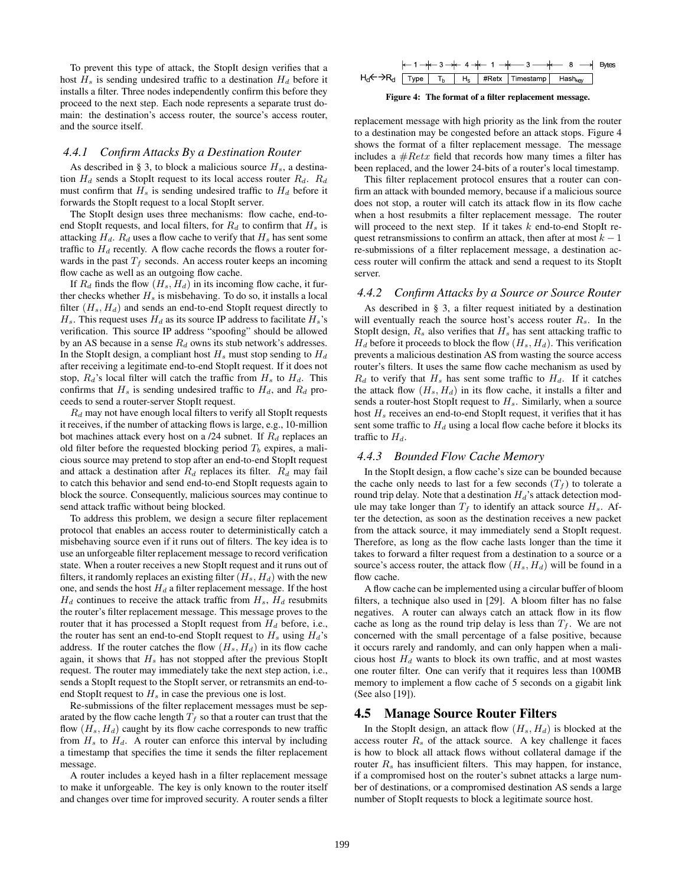To prevent this type of attack, the StopIt design verifies that a host $H_s$ is sending undesired traffic to a destination $H_d$ before it installs a filter. Three nodes independently confirm this before they proceed to the next step. Each node represents a separate trust domain: the destination's access router, the source's access router, and the source itself.

### 4.4.1 Confirm Attacks By a Destination Router

As described in § 3, to block a malicious source $H_s$, a destination $H_d$ sends a StopIt request to its local access router $R_d$. $R_d$ must confirm that $H_s$ is sending undesired traffic to $H_d$ before it forwards the StopIt request to a local StopIt server.

The StopIt design uses three mechanisms: flow cache, end-to-end StopIt requests, and local filters, for $R_d$ to confirm that $H_s$ is attacking $H_d$. $R_d$ uses a flow cache to verify that $H_s$ has sent some traffic to $H_d$ recently. A flow cache records the flows a router forwards in the past $T_f$ seconds. An access router keeps an incoming flow cache as well as an outgoing flow cache.

If $R_d$ finds the flow $(H_s, H_d)$ in its incoming flow cache, it further checks whether $H_s$ is misbehaving. To do so, it installs a local filter $(H_s, H_d)$ and sends an end-to-end StopIt request directly to $H_s$. This request uses $H_d$ as its source IP address to facilitate $H_s$'s verification. This source IP address "spoofing" should be allowed by an AS because in a sense $R_d$ owns its stub network's addresses. In the StopIt design, a compliant host $H_s$ must stop sending to $H_d$ after receiving a legitimate end-to-end StopIt request. If it does not stop, $R_d$'s local filter will catch the traffic from $H_s$ to $H_d$. This confirms that $H_s$ is sending undesired traffic to $H_d$, and $R_d$ proceeds to send a router-server StopIt request.

$R_d$ may not have enough local filters to verify all StopIt requests it receives, if the number of attacking flows is large, e.g., 10-million bot machines attack every host on a /24 subnet. If $R_d$ replaces an old filter before the requested blocking period $T_b$ expires, a malicious source may pretend to stop after an end-to-end StopIt request and attack a destination after $R_d$ replaces its filter. $R_d$ may fail to catch this behavior and send end-to-end StopIt requests again to block the source. Consequently, malicious sources may continue to send attack traffic without being blocked.

To address this problem, we design a secure filter replacement protocol that enables an access router to deterministically catch a misbehaving source even if it runs out of filters. The key idea is to use an unforgeable filter replacement message to record verification state. When a router receives a new StopIt request and it runs out of filters, it randomly replaces an existing filter $(H_s, H_d)$ with the new one, and sends the host $H_d$ a filter replacement message. If the host $H_d$ continues to receive the attack traffic from $H_s$, $H_d$ resubmits the router's filter replacement message. This message proves to the router that it has processed a StopIt request from $H_d$ before, i.e., the router has sent an end-to-end StopIt request to $H_s$ using $H_d$'s address. If the router catches the flow $(H_s, H_d)$ in its flow cache again, it shows that $H_s$ has not stopped after the previous StopIt request. The router may immediately take the next step action, i.e., sends a StopIt request to the StopIt server, or retransmits an end-to-end StopIt request to $H_s$ in case the previous one is lost.

Re-submissions of the filter replacement messages must be separated by the flow cache length $T_f$ so that a router can trust that the flow $(H_s, H_d)$ caught by its flow cache corresponds to new traffic from $H_s$ to $H_d$. A router can enforce this interval by including a timestamp that specifies the time it sends the filter replacement message.

A router includes a keyed hash in a filter replacement message to make it unforgeable. The key is only known to the router itself and changes over time for improved security. A router sends a filter replacement message with high priority as the link from the router to a destination may be congested before an attack stops. Figure 4 shows the format of a filter replacement message. The message includes a $\#Retx$ field that records how many times a filter has been replaced, and the lower 24-bits of a router's local timestamp.

| | Type | $T_b$ | $H_s$ | #Retx | Timestamp | $Hash_{key}$ |
|---|---|---|---|---|---|---|
| Bytes | 1 | 3 | 4 | 1 | 3 | 8 |
| $H_d \leftarrow\rightarrow R_d$ | | | | | | |

**Figure 4: The format of a filter replacement message.**

This filter replacement protocol ensures that a router can confirm an attack with bounded memory, because if a malicious source does not stop, a router will catch its attack flow in its flow cache when a host resubmits a filter replacement message. The router will proceed to the next step. If it takes $k$ end-to-end StopIt request retransmissions to confirm an attack, then after at most $k-1$ re-submissions of a filter replacement message, a destination access router will confirm the attack and send a request to its StopIt server.

### 4.4.2 Confirm Attacks by a Source or Source Router

As described in § 3, a filter request initiated by a destination will eventually reach the source host's access router $R_s$. In the StopIt design, $R_s$ also verifies that $H_s$ has sent attacking traffic to $H_d$ before it proceeds to block the flow $(H_s, H_d)$. This verification prevents a malicious destination AS from wasting the source access router's filters. It uses the same flow cache mechanism as used by $R_d$ to verify that $H_s$ has sent some traffic to $H_d$. If it catches the attack flow $(H_s, H_d)$ in its flow cache, it installs a filter and sends a router-host StopIt request to $H_s$. Similarly, when a source host $H_s$ receives an end-to-end StopIt request, it verifies that it has sent some traffic to $H_d$ using a local flow cache before it blocks its traffic to $H_d$.

### 4.4.3 Bounded Flow Cache Memory

In the StopIt design, a flow cache's size can be bounded because the cache only needs to last for a few seconds ($T_f$) to tolerate a round trip delay. Note that a destination $H_d$'s attack detection module may take longer than $T_f$ to identify an attack source $H_s$. After the detection, as soon as the destination receives a new packet from the attack source, it may immediately send a StopIt request. Therefore, as long as the flow cache lasts longer than the time it takes to forward a filter request from a destination to a source or a source's access router, the attack flow $(H_s, H_d)$ will be found in a flow cache.

A flow cache can be implemented using a circular buffer of bloom filters, a technique also used in [29]. A bloom filter has no false negatives. A router can always catch an attack flow in its flow cache as long as the round trip delay is less than $T_f$. We are not concerned with the small percentage of a false positive, because it occurs rarely and randomly, and can only happen when a malicious host $H_d$ wants to block its own traffic, and at most wastes one router filter. One can verify that it requires less than 100MB memory to implement a flow cache of 5 seconds on a gigabit link (See also [19]).

## 4.5 Manage Source Router Filters

In the StopIt design, an attack flow $(H_s, H_d)$ is blocked at the access router $R_s$ of the attack source. A key challenge it faces is how to block all attack flows without collateral damage if the router $R_s$ has insufficient filters. This may happen, for instance, if a compromised host on the router's subnet attacks a large number of destinations, or a compromised destination AS sends a large number of StopIt requests to block a legitimate source host.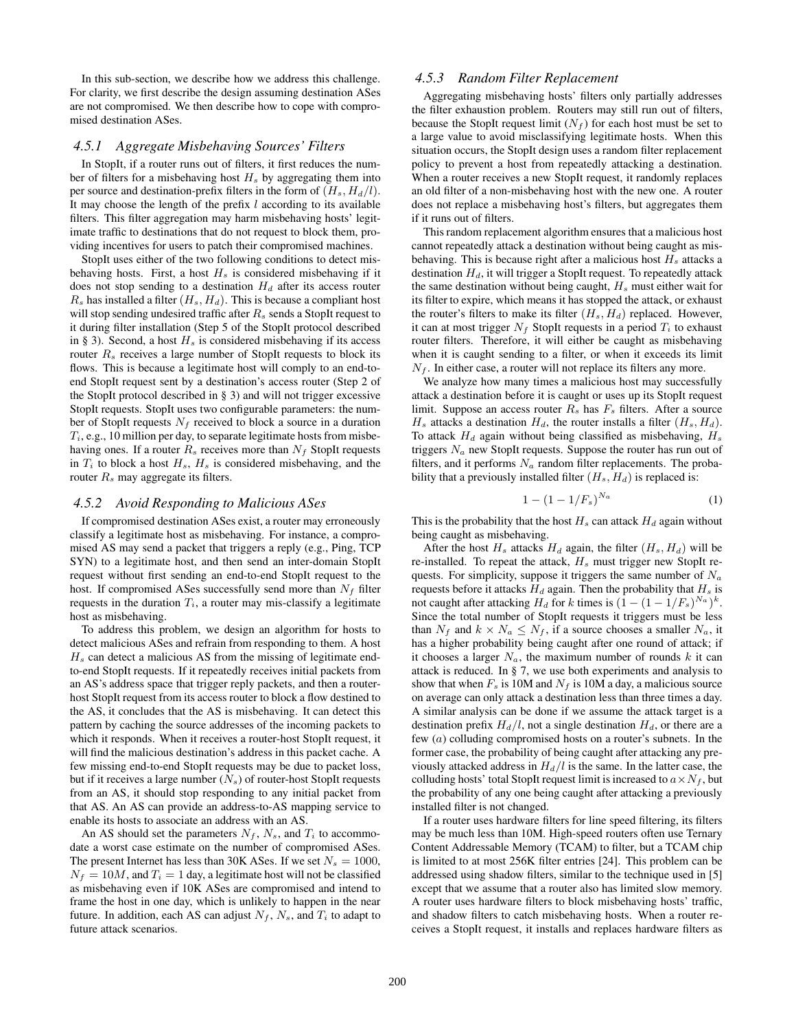In this sub-section, we describe how we address this challenge. For clarity, we first describe the design assuming destination ASes are not compromised. We then describe how to cope with compromised destination ASes.

### 4.5.1 Aggregate Misbehaving Sources' Filters

In StopIt, if a router runs out of filters, it first reduces the number of filters for a misbehaving host $H_s$ by aggregating them into per source and destination-prefix filters in the form of $(H_s, H_d/l)$. It may choose the length of the prefix $l$ according to its available filters. This filter aggregation may harm misbehaving hosts' legitimate traffic to destinations that do not request to block them, providing incentives for users to patch their compromised machines.

StopIt uses either of the two following conditions to detect misbehaving hosts. First, a host $H_s$ is considered misbehaving if it does not stop sending to a destination $H_d$ after its access router $R_s$ has installed a filter $(H_s, H_d)$. This is because a compliant host will stop sending undesired traffic after $R_s$ sends a StopIt request to it during filter installation (Step 5 of the StopIt protocol described in § 3). Second, a host $H_s$ is considered misbehaving if its access router $R_s$ receives a large number of StopIt requests to block its flows. This is because a legitimate host will comply to an end-to-end StopIt request sent by a destination's access router (Step 2 of the StopIt protocol described in § 3) and will not trigger excessive StopIt requests. StopIt uses two configurable parameters: the number of StopIt requests $N_f$ received to block a source in a duration $T_i$, e.g., 10 million per day, to separate legitimate hosts from misbehaving ones. If a router $R_s$ receives more than $N_f$ StopIt requests in $T_i$ to block a host $H_s$, $H_s$ is considered misbehaving, and the router $R_s$ may aggregate its filters.

### 4.5.2 Avoid Responding to Malicious ASes

If compromised destination ASes exist, a router may erroneously classify a legitimate host as misbehaving. For instance, a compromised AS may send a packet that triggers a reply (e.g., Ping, TCP SYN) to a legitimate host, and then send an inter-domain StopIt request without first sending an end-to-end StopIt request to the host. If compromised ASes successfully send more than $N_f$ filter requests in the duration $T_i$, a router may mis-classify a legitimate host as misbehaving.

To address this problem, we design an algorithm for hosts to detect malicious ASes and refrain from responding to them. A host $H_s$ can detect a malicious AS from the missing of legitimate end-to-end StopIt requests. If it repeatedly receives initial packets from an AS's address space that trigger reply packets, and then a router-host StopIt request from its access router to block a flow destined to the AS, it concludes that the AS is misbehaving. It can detect this pattern by caching the source addresses of the incoming packets to which it responds. When it receives a router-host StopIt request, it will find the malicious destination's address in this packet cache. A few missing end-to-end StopIt requests may be due to packet loss, but if it receives a large number ($N_s$) of router-host StopIt requests from an AS, it should stop responding to any initial packet from that AS. An AS can provide an address-to-AS mapping service to enable its hosts to associate an address with an AS.

An AS should set the parameters $N_f$, $N_s$, and $T_i$ to accommodate a worst case estimate on the number of compromised ASes. The present Internet has less than 30K ASes. If we set $N_s = 1000$, $N_f = 10M$, and $T_i = 1$ day, a legitimate host will not be classified as misbehaving even if 10K ASes are compromised and intend to frame the host in one day, which is unlikely to happen in the near future. In addition, each AS can adjust $N_f$, $N_s$, and $T_i$ to adapt to future attack scenarios.

### 4.5.3 Random Filter Replacement

Aggregating misbehaving hosts' filters only partially addresses the filter exhaustion problem. Routers may still run out of filters, because the StopIt request limit ($N_f$) for each host must be set to a large value to avoid misclassifying legitimate hosts. When this situation occurs, the StopIt design uses a random filter replacement policy to prevent a host from repeatedly attacking a destination. When a router receives a new StopIt request, it randomly replaces an old filter of a non-misbehaving host with the new one. A router does not replace a misbehaving host's filters, but aggregates them if it runs out of filters.

This random replacement algorithm ensures that a malicious host cannot repeatedly attack a destination without being caught as misbehaving. This is because right after a malicious host $H_s$ attacks a destination $H_d$, it will trigger a StopIt request. To repeatedly attack the same destination without being caught, $H_s$ must either wait for its filter to expire, which means it has stopped the attack, or exhaust the router's filters to make its filter $(H_s, H_d)$ replaced. However, it can at most trigger $N_f$ StopIt requests in a period $T_i$ to exhaust router filters. Therefore, it will either be caught as misbehaving when it is caught sending to a filter, or when it exceeds its limit $N_f$. In either case, a router will not replace its filters any more.

We analyze how many times a malicious host may successfully attack a destination before it is caught or uses up its StopIt request limit. Suppose an access router $R_s$ has $F_s$ filters. After a source $H_s$ attacks a destination $H_d$, the router installs a filter $(H_s, H_d)$. To attack $H_d$ again without being classified as misbehaving, $H_s$ triggers $N_a$ new StopIt requests. Suppose the router has run out of filters, and it performs $N_a$ random filter replacements. The probability that a previously installed filter $(H_s, H_d)$ is replaced is:

$$1 - (1 - 1/F_s)^{N_a} \tag{1}$$

This is the probability that the host $H_s$ can attack $H_d$ again without being caught as misbehaving.

After the host $H_s$ attacks $H_d$ again, the filter $(H_s, H_d)$ will be re-installed. To repeat the attack, $H_s$ must trigger new StopIt requests. For simplicity, suppose it triggers the same number of $N_a$ requests before it attacks $H_d$ again. Then the probability that $H_s$ is not caught after attacking $H_d$ for $k$ times is $(1 - (1 - 1/F_s)^{N_a})^k$. Since the total number of StopIt requests it triggers must be less than $N_f$ and $k \times N_a \leq N_f$, if a source chooses a smaller $N_a$, it has a higher probability being caught after one round of attack; if it chooses a larger $N_a$, the maximum number of rounds $k$ it can attack is reduced. In § 7, we use both experiments and analysis to show that when $F_s$ is 10M and $N_f$ is 10M a day, a malicious source on average can only attack a destination less than three times a day. A similar analysis can be done if we assume the attack target is a destination prefix $H_d/l$, not a single destination $H_d$, or there are a few ($a$) colluding compromised hosts on a router's subnets. In the former case, the probability of being caught after attacking any previously attacked address in $H_d/l$ is the same. In the latter case, the colluding hosts' total StopIt request limit is increased to $a \times N_f$, but the probability of any one being caught after attacking a previously installed filter is not changed.

If a router uses hardware filters for line speed filtering, its filters may be much less than 10M. High-speed routers often use Ternary Content Addressable Memory (TCAM) to filter, but a TCAM chip is limited to at most 256K filter entries [24]. This problem can be addressed using shadow filters, similar to the technique used in [5] except that we assume that a router also has limited slow memory. A router uses hardware filters to block misbehaving hosts' traffic, and shadow filters to catch misbehaving hosts. When a router receives a StopIt request, it installs and replaces hardware filters as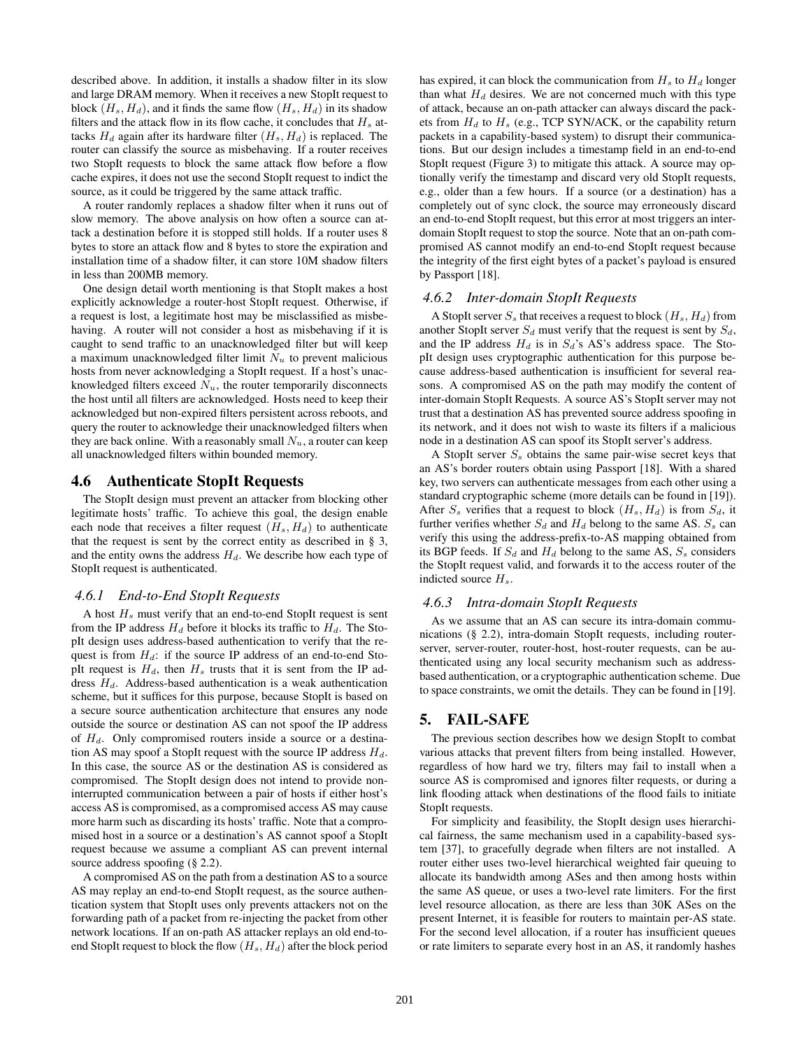described above. In addition, it installs a shadow filter in its slow and large DRAM memory. When it receives a new StopIt request to block $(H_s, H_d)$, and it finds the same flow $(H_s, H_d)$ in its shadow filters and the attack flow in its flow cache, it concludes that $H_s$ attacks $H_d$ again after its hardware filter $(H_s, H_d)$ is replaced. The router can classify the source as misbehaving. If a router receives two StopIt requests to block the same attack flow before a flow cache expires, it does not use the second StopIt request to indict the source, as it could be triggered by the same attack traffic.

A router randomly replaces a shadow filter when it runs out of slow memory. The above analysis on how often a source can attack a destination before it is stopped still holds. If a router uses 8 bytes to store an attack flow and 8 bytes to store the expiration and installation time of a shadow filter, it can store 10M shadow filters in less than 200MB memory.

One design detail worth mentioning is that StopIt makes a host explicitly acknowledge a router-host StopIt request. Otherwise, if a request is lost, a legitimate host may be misclassified as misbehaving. A router will not consider a host as misbehaving if it is caught to send traffic to an unacknowledged filter but will keep a maximum unacknowledged filter limit $N_u$ to prevent malicious hosts from never acknowledging a StopIt request. If a host's unacknowledged filters exceed $N_u$, the router temporarily disconnects the host until all filters are acknowledged. Hosts need to keep their acknowledged but non-expired filters persistent across reboots, and query the router to acknowledge their unacknowledged filters when they are back online. With a reasonably small $N_u$, a router can keep all unacknowledged filters within bounded memory.

## 4.6 Authenticate StopIt Requests

The StopIt design must prevent an attacker from blocking other legitimate hosts' traffic. To achieve this goal, the design enable each node that receives a filter request $(H_s, H_d)$ to authenticate that the request is sent by the correct entity as described in § 3, and the entity owns the address $H_d$. We describe how each type of StopIt request is authenticated.

### *4.6.1 End-to-End StopIt Requests*

A host $H_s$ must verify that an end-to-end StopIt request is sent from the IP address $H_d$ before it blocks its traffic to $H_d$. The StopIt design uses address-based authentication to verify that the request is from $H_d$: if the source IP address of an end-to-end StopIt request is $H_d$, then $H_s$ trusts that it is sent from the IP address $H_d$. Address-based authentication is a weak authentication scheme, but it suffices for this purpose, because StopIt is based on a secure source authentication architecture that ensures any node outside the source or destination AS can not spoof the IP address of $H_d$. Only compromised routers inside a source or a destination AS may spoof a StopIt request with the source IP address $H_d$. In this case, the source AS or the destination AS is considered as compromised. The StopIt design does not intend to provide non-interrupted communication between a pair of hosts if either host's access AS is compromised, as a compromised access AS may cause more harm such as discarding its hosts' traffic. Note that a compromised host in a source or a destination's AS cannot spoof a StopIt request because we assume a compliant AS can prevent internal source address spoofing (§ 2.2).

A compromised AS on the path from a destination AS to a source AS may replay an end-to-end StopIt request, as the source authentication system that StopIt uses only prevents attackers not on the forwarding path of a packet from re-injecting the packet from other network locations. If an on-path AS attacker replays an old end-to-end StopIt request to block the flow $(H_s, H_d)$ after the block period has expired, it can block the communication from $H_s$ to $H_d$ longer than what $H_d$ desires. We are not concerned much with this type of attack, because an on-path attacker can always discard the packets from $H_d$ to $H_s$ (e.g., TCP SYN/ACK, or the capability return packets in a capability-based system) to disrupt their communications. But our design includes a timestamp field in an end-to-end StopIt request (Figure 3) to mitigate this attack. A source may optionally verify the timestamp and discard very old StopIt requests, e.g., older than a few hours. If a source (or a destination) has a completely out of sync clock, the source may erroneously discard an end-to-end StopIt request, but this error at most triggers an inter-domain StopIt request to stop the source. Note that an on-path compromised AS cannot modify an end-to-end StopIt request because the integrity of the first eight bytes of a packet's payload is ensured by Passport [18].

### *4.6.2 Inter-domain StopIt Requests*

A StopIt server $S_s$ that receives a request to block $(H_s, H_d)$ from another StopIt server $S_d$ must verify that the request is sent by $S_d$, and the IP address $H_d$ is in $S_d$'s AS's address space. The StopIt design uses cryptographic authentication for this purpose because address-based authentication is insufficient for several reasons. A compromised AS on the path may modify the content of inter-domain StopIt Requests. A source AS's StopIt server may not trust that a destination AS has prevented source address spoofing in its network, and it does not wish to waste its filters if a malicious node in a destination AS can spoof its StopIt server's address.

A StopIt server $S_s$ obtains the same pair-wise secret keys that an AS's border routers obtain using Passport [18]. With a shared key, two servers can authenticate messages from each other using a standard cryptographic scheme (more details can be found in [19]). After $S_s$ verifies that a request to block $(H_s, H_d)$ is from $S_d$, it further verifies whether $S_d$ and $H_d$ belong to the same AS. $S_s$ can verify this using the address-prefix-to-AS mapping obtained from its BGP feeds. If $S_d$ and $H_d$ belong to the same AS, $S_s$ considers the StopIt request valid, and forwards it to the access router of the indicted source $H_s$.

### *4.6.3 Intra-domain StopIt Requests*

As we assume that an AS can secure its intra-domain communications (§ 2.2), intra-domain StopIt requests, including router-server, server-router, router-host, host-router requests, can be authenticated using any local security mechanism such as address-based authentication, or a cryptographic authentication scheme. Due to space constraints, we omit the details. They can be found in [19].

# 5. FAIL-SAFE

The previous section describes how we design StopIt to combat various attacks that prevent filters from being installed. However, regardless of how hard we try, filters may fail to install when a source AS is compromised and ignores filter requests, or during a link flooding attack when destinations of the flood fails to initiate StopIt requests.

For simplicity and feasibility, the StopIt design uses hierarchical fairness, the same mechanism used in a capability-based system [37], to gracefully degrade when filters are not installed. A router either uses two-level hierarchical weighted fair queuing to allocate its bandwidth among ASes and then among hosts within the same AS queue, or uses a two-level rate limiters. For the first level resource allocation, as there are less than 30K ASes on the present Internet, it is feasible for routers to maintain per-AS state. For the second level allocation, if a router has insufficient queues or rate limiters to separate every host in an AS, it randomly hashes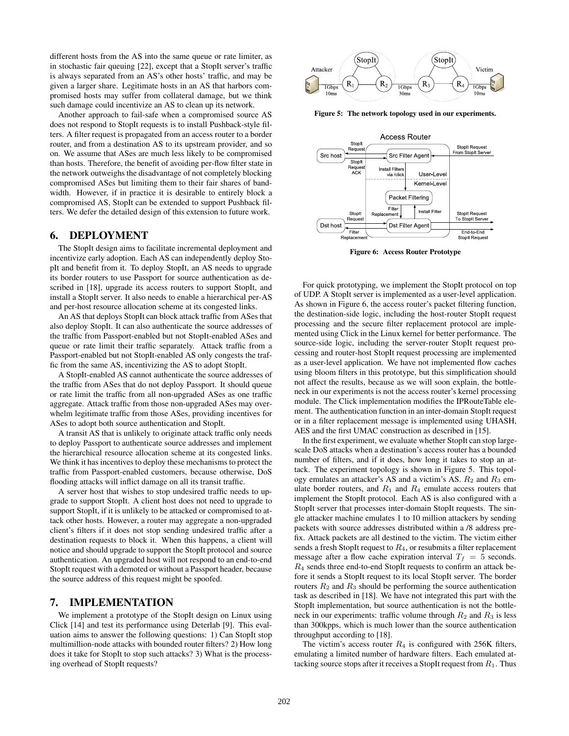different hosts from the AS into the same queue or rate limiter, as in stochastic fair queuing [22], except that a StopIt server's traffic is always separated from an AS's other hosts' traffic, and may be given a larger share. Legitimate hosts in an AS that harbors compromised hosts may suffer from collateral damage, but we think such damage could incentivize an AS to clean up its network.

Another approach to fail-safe when a compromised source AS does not respond to StopIt requests is to install Pushback-style filters. A filter request is propagated from an access router to a border router, and from a destination AS to its upstream provider, and so on. We assume that ASes are much less likely to be compromised than hosts. Therefore, the benefit of avoiding per-flow filter state in the network outweighs the disadvantage of not completely blocking compromised ASes but limiting them to their fair shares of bandwidth. However, if in practice it is desirable to entirely block a compromised AS, StopIt can be extended to support Pushback filters. We defer the detailed design of this extension to future work.

## 6. DEPLOYMENT

The StopIt design aims to facilitate incremental deployment and incentivize early adoption. Each AS can independently deploy StopIt and benefit from it. To deploy StopIt, an AS needs to upgrade its border routers to use Passport for source authentication as described in [18], upgrade its access routers to support StopIt, and install a StopIt server. It also needs to enable a hierarchical per-AS and per-host resource allocation scheme at its congested links.

An AS that deploys StopIt can block attack traffic from ASes that also deploy StopIt. It can also authenticate the source addresses of the traffic from Passport-enabled but not StopIt-enabled ASes and queue or rate limit their traffic separately. Attack traffic from a Passport-enabled but not StopIt-enabled AS only congests the traffic from the same AS, incentivizing the AS to adopt StopIt.

A StopIt-enabled AS cannot authenticate the source addresses of the traffic from ASes that do not deploy Passport. It should queue or rate limit the traffic from all non-upgraded ASes as one traffic aggregate. Attack traffic from those non-upgraded ASes may overwhelm legitimate traffic from those ASes, providing incentives for ASes to adopt both source authentication and StopIt.

A transit AS that is unlikely to originate attack traffic only needs to deploy Passport to authenticate source addresses and implement the hierarchical resource allocation scheme at its congested links. We think it has incentives to deploy these mechanisms to protect the traffic from Passport-enabled customers, because otherwise, DoS flooding attacks will inflict damage on all its transit traffic.

A server host that wishes to stop undesired traffic needs to upgrade to support StopIt. A client host does not need to upgrade to support StopIt, if it is unlikely to be attacked or compromised to attack other hosts. However, a router may aggregate a non-upgraded client's filters if it does not stop sending undesired traffic after a destination requests to block it. When this happens, a client will notice and should upgrade to support the StopIt protocol and source authentication. An upgraded host will not respond to an end-to-end StopIt request with a demoted or without a Passport header, because the source address of this request might be spoofed.

## 7. IMPLEMENTATION

We implement a prototype of the StopIt design on Linux using Click [14] and test its performance using Deterlab [9]. This evaluation aims to answer the following questions: 1) Can StopIt stop multimillion-node attacks with bounded router filters? 2) How long does it take for StopIt to stop such attacks? 3) What is the processing overhead of StopIt requests?

**Figure 5: The network topology used in our experiments.**

**Figure 6: Access Router Prototype**

For quick prototyping, we implement the StopIt protocol on top of UDP. A StopIt server is implemented as a user-level application. As shown in Figure 6, the access router's packet filtering function, the destination-side logic, including the host-router StopIt request processing and the secure filter replacement protocol are implemented using Click in the Linux kernel for better performance. The source-side logic, including the server-router StopIt request processing and router-host StopIt request processing are implemented as a user-level application. We have not implemented flow caches using bloom filters in this prototype, but this simplification should not affect the results, because as we will soon explain, the bottleneck in our experiments is not the access router's kernel processing module. The Click implementation modifies the IPRouteTable element. The authentication function in an inter-domain StopIt request or in a filter replacement message is implemented using UHASH, AES and the first UMAC construction as described in [15].

In the first experiment, we evaluate whether StopIt can stop large-scale DoS attacks when a destination's access router has a bounded number of filters, and if it does, how long it takes to stop an attack. The experiment topology is shown in Figure 5. This topology emulates an attacker's AS and a victim's AS. $R_2$ and $R_3$ emulate border routers, and $R_1$ and $R_4$ emulate access routers that implement the StopIt protocol. Each AS is also configured with a StopIt server that processes inter-domain StopIt requests. The single attacker machine emulates 1 to 10 million attackers by sending packets with source addresses distributed within a /8 address prefix. Attack packets are all destined to the victim. The victim either sends a fresh StopIt request to $R_4$, or resubmits a filter replacement message after a flow cache expiration interval $T_f = 5$ seconds. $R_4$ sends three end-to-end StopIt requests to confirm an attack before it sends a StopIt request to its local StopIt server. The border routers $R_2$ and $R_3$ should be performing the source authentication task as described in [18]. We have not integrated this part with the StopIt implementation, but source authentication is not the bottleneck in our experiments: traffic volume through $R_2$ and $R_3$ is less than 300kpps, which is much lower than the source authentication throughput according to [18].

The victim's access router $R_4$ is configured with 256K filters, emulating a limited number of hardware filters. Each emulated attacking source stops after it receives a StopIt request from $R_1$. Thus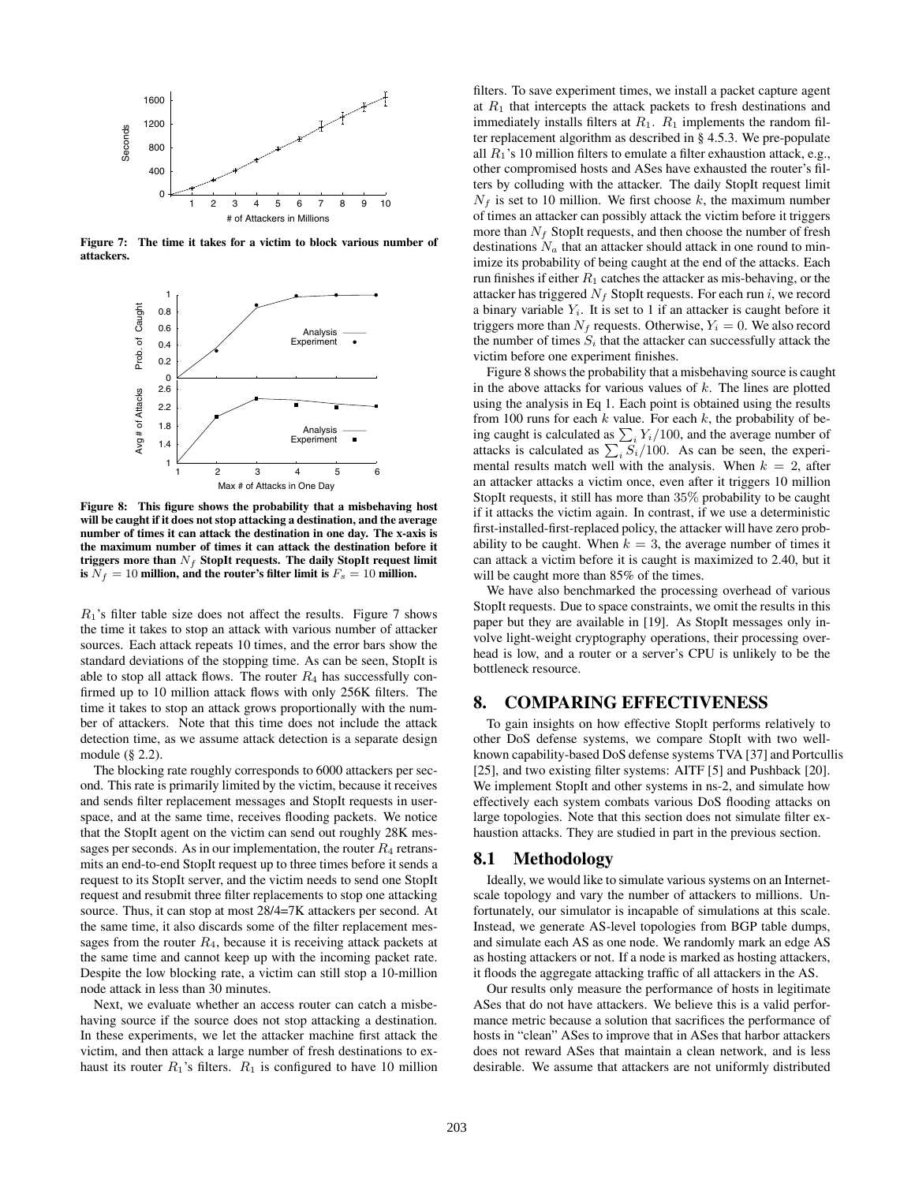Figure 7: The time it takes for a victim to block various number of attackers.

Figure 8: This figure shows the probability that a misbehaving host will be caught if it does not stop attacking a destination, and the average number of times it can attack the destination in one day. The x-axis is the maximum number of times it can attack the destination before it triggers more than $N_f$ StopIt requests. The daily StopIt request limit is $N_f = 10$ million, and the router's filter limit is $F_s = 10$ million.

$R_1$'s filter table size does not affect the results. Figure 7 shows the time it takes to stop an attack with various number of attacker sources. Each attack repeats 10 times, and the error bars show the standard deviations of the stopping time. As can be seen, StopIt is able to stop all attack flows. The router $R_4$ has successfully confirmed up to 10 million attack flows with only 256K filters. The time it takes to stop an attack grows proportionally with the number of attackers. Note that this time does not include the attack detection time, as we assume attack detection is a separate design module (§ 2.2).

The blocking rate roughly corresponds to 6000 attackers per second. This rate is primarily limited by the victim, because it receives and sends filter replacement messages and StopIt requests in user-space, and at the same time, receives flooding packets. We notice that the StopIt agent on the victim can send out roughly 28K messages per seconds. As in our implementation, the router $R_4$ retransmits an end-to-end StopIt request up to three times before it sends a request to its StopIt server, and the victim needs to send one StopIt request and resubmit three filter replacements to stop one attacking source. Thus, it can stop at most 28/4=7K attackers per second. At the same time, it also discards some of the filter replacement messages from the router $R_4$, because it is receiving attack packets at the same time and cannot keep up with the incoming packet rate. Despite the low blocking rate, a victim can still stop a 10-million node attack in less than 30 minutes.

Next, we evaluate whether an access router can catch a misbehaving source if the source does not stop attacking a destination. In these experiments, we let the attacker machine first attack the victim, and then attack a large number of fresh destinations to exhaust its router $R_1$'s filters. $R_1$ is configured to have 10 million filters. To save experiment times, we install a packet capture agent at $R_1$ that intercepts the attack packets to fresh destinations and immediately installs filters at $R_1$. $R_1$ implements the random filter replacement algorithm as described in § 4.5.3. We pre-populate all $R_1$'s 10 million filters to emulate a filter exhaustion attack, e.g., other compromised hosts and ASes have exhausted the router's filters by colluding with the attacker. The daily StopIt request limit $N_f$ is set to 10 million. We first choose $k$, the maximum number of times an attacker can possibly attack the victim before it triggers more than $N_f$ StopIt requests, and then choose the number of fresh destinations $N_a$ that an attacker should attack in one round to minimize its probability of being caught at the end of the attacks. Each run finishes if either $R_1$ catches the attacker as mis-behaving, or the attacker has triggered $N_f$ StopIt requests. For each run $i$, we record a binary variable $Y_i$. It is set to 1 if an attacker is caught before it triggers more than $N_f$ requests. Otherwise, $Y_i = 0$. We also record the number of times $S_i$ that the attacker can successfully attack the victim before one experiment finishes.

Figure 8 shows the probability that a misbehaving source is caught in the above attacks for various values of $k$. The lines are plotted using the analysis in Eq 1. Each point is obtained using the results from 100 runs for each $k$ value. For each $k$, the probability of being caught is calculated as $\sum_i Y_i/100$, and the average number of attacks is calculated as $\sum_i S_i/100$. As can be seen, the experimental results match well with the analysis. When $k = 2$, after an attacker attacks a victim once, even after it triggers 10 million StopIt requests, it still has more than 35% probability to be caught if it attacks the victim again. In contrast, if we use a deterministic first-installed-first-replaced policy, the attacker will have zero probability to be caught. When $k = 3$, the average number of times it can attack a victim before it is caught is maximized to 2.40, but it will be caught more than 85% of the times.

We have also benchmarked the processing overhead of various StopIt requests. Due to space constraints, we omit the results in this paper but they are available in [19]. As StopIt messages only involve light-weight cryptography operations, their processing overhead is low, and a router or a server's CPU is unlikely to be the bottleneck resource.

# 8. COMPARING EFFECTIVENESS

To gain insights on how effective StopIt performs relatively to other DoS defense systems, we compare StopIt with two well-known capability-based DoS defense systems TVA [37] and Portcullis [25], and two existing filter systems: AITF [5] and Pushback [20]. We implement StopIt and other systems in ns-2, and simulate how effectively each system combats various DoS flooding attacks on large topologies. Note that this section does not simulate filter exhaustion attacks. They are studied in part in the previous section.

## 8.1 Methodology

Ideally, we would like to simulate various systems on an Internet-scale topology and vary the number of attackers to millions. Unfortunately, our simulator is incapable of simulations at this scale. Instead, we generate AS-level topologies from BGP table dumps, and simulate each AS as one node. We randomly mark an edge AS as hosting attackers or not. If a node is marked as hosting attackers, it floods the aggregate attacking traffic of all attackers in the AS.

Our results only measure the performance of hosts in legitimate ASes that do not have attackers. We believe this is a valid performance metric because a solution that sacrifices the performance of hosts in "clean" ASes to improve that in ASes that harbor attackers does not reward ASes that maintain a clean network, and is less desirable. We assume that attackers are not uniformly distributed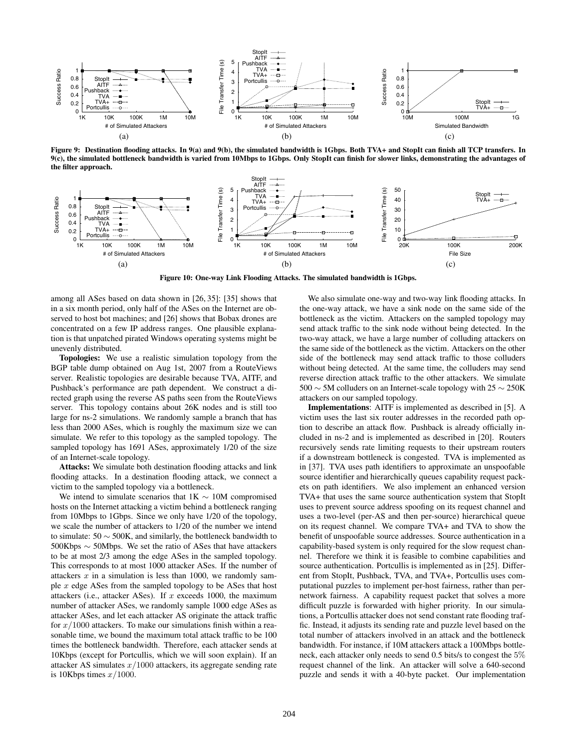Figure 9: Destination flooding attacks. In 9(a) and 9(b), the simulated bandwidth is 1Gbps. Both TVA+ and StopIt can finish all TCP transfers. In 9(c), the simulated bottleneck bandwidth is varied from 10Mbps to 1Gbps. Only StopIt can finish for slower links, demonstrating the advantages of the filter approach.

Figure 10: One-way Link Flooding Attacks. The simulated bandwidth is 1Gbps.

among all ASes based on data shown in [26, 35]: [35] shows that in a six month period, only half of the ASes on the Internet are observed to host bot machines; and [26] shows that Bobax drones are concentrated on a few IP address ranges. One plausible explanation is that unpatched pirated Windows operating systems might be unevenly distributed.

**Topologies:** We use a realistic simulation topology from the BGP table dump obtained on Aug 1st, 2007 from a RouteViews server. Realistic topologies are desirable because TVA, AITF, and Pushback's performance are path dependent. We construct a directed graph using the reverse AS paths seen from the RouteViews server. This topology contains about 26K nodes and is still too large for ns-2 simulations. We randomly sample a branch that has less than 2000 ASes, which is roughly the maximum size we can simulate. We refer to this topology as the sampled topology. The sampled topology has 1691 ASes, approximately 1/20 of the size of an Internet-scale topology.

**Attacks:** We simulate both destination flooding attacks and link flooding attacks. In a destination flooding attack, we connect a victim to the sampled topology via a bottleneck.

We intend to simulate scenarios that 1K $\sim$ 10M compromised hosts on the Internet attacking a victim behind a bottleneck ranging from 10Mbps to 1Gbps. Since we only have 1/20 of the topology, we scale the number of attackers to 1/20 of the number we intend to simulate: 50 $\sim$ 500K, and similarly, the bottleneck bandwidth to 500Kbps $\sim$ 50Mbps. We set the ratio of ASes that have attackers to be at most 2/3 among the edge ASes in the sampled topology. This corresponds to at most 1000 attacker ASes. If the number of attackers $x$ in a simulation is less than 1000, we randomly sample $x$ edge ASes from the sampled topology to be ASes that host attackers (i.e., attacker ASes). If $x$ exceeds 1000, the maximum number of attacker ASes, we randomly sample 1000 edge ASes as attacker ASes, and let each attacker AS originate the attack traffic for $x/1000$ attackers. To make our simulations finish within a reasonable time, we bound the maximum total attack traffic to be 100 times the bottleneck bandwidth. Therefore, each attacker sends at 10Kbps (except for Portcullis, which we will soon explain). If an attacker AS simulates $x/1000$ attackers, its aggregate sending rate is 10Kbps times $x/1000$.

We also simulate one-way and two-way link flooding attacks. In the one-way attack, we have a sink node on the same side of the bottleneck as the victim. Attackers on the sampled topology may send attack traffic to the sink node without being detected. In the two-way attack, we have a large number of colluding attackers on the same side of the bottleneck as the victim. Attackers on the other side of the bottleneck may send attack traffic to those colluders without being detected. At the same time, the colluders may send reverse direction attack traffic to the other attackers. We simulate 500 $\sim$ 5M colluders on an Internet-scale topology with 25 $\sim$ 250K attackers on our sampled topology.

**Implementations**: AITF is implemented as described in [5]. A victim uses the last six router addresses in the recorded path option to describe an attack flow. Pushback is already officially included in ns-2 and is implemented as described in [20]. Routers recursively sends rate limiting requests to their upstream routers if a downstream bottleneck is congested. TVA is implemented as in [37]. TVA uses path identifiers to approximate an unspoofable source identifier and hierarchically queues capability request packets on path identifiers. We also implement an enhanced version TVA+ that uses the same source authentication system that StopIt uses to prevent source address spoofing on its request channel and uses a two-level (per-AS and then per-source) hierarchical queue on its request channel. We compare TVA+ and TVA to show the benefit of unspoofable source addresses. Source authentication in a capability-based system is only required for the slow request channel. Therefore we think it is feasible to combine capabilities and source authentication. Portcullis is implemented as in [25]. Different from StopIt, Pushback, TVA, and TVA+, Portcullis uses computational puzzles to implement per-host fairness, rather than per-network fairness. A capability request packet that solves a more difficult puzzle is forwarded with higher priority. In our simulations, a Portcullis attacker does not send constant rate flooding traffic. Instead, it adjusts its sending rate and puzzle level based on the total number of attackers involved in an attack and the bottleneck bandwidth. For instance, if 10M attackers attack a 100Mbps bottleneck, each attacker only needs to send 0.5 bits/s to congest the 5% request channel of the link. An attacker will solve a 640-second puzzle and sends it with a 40-byte packet. Our implementation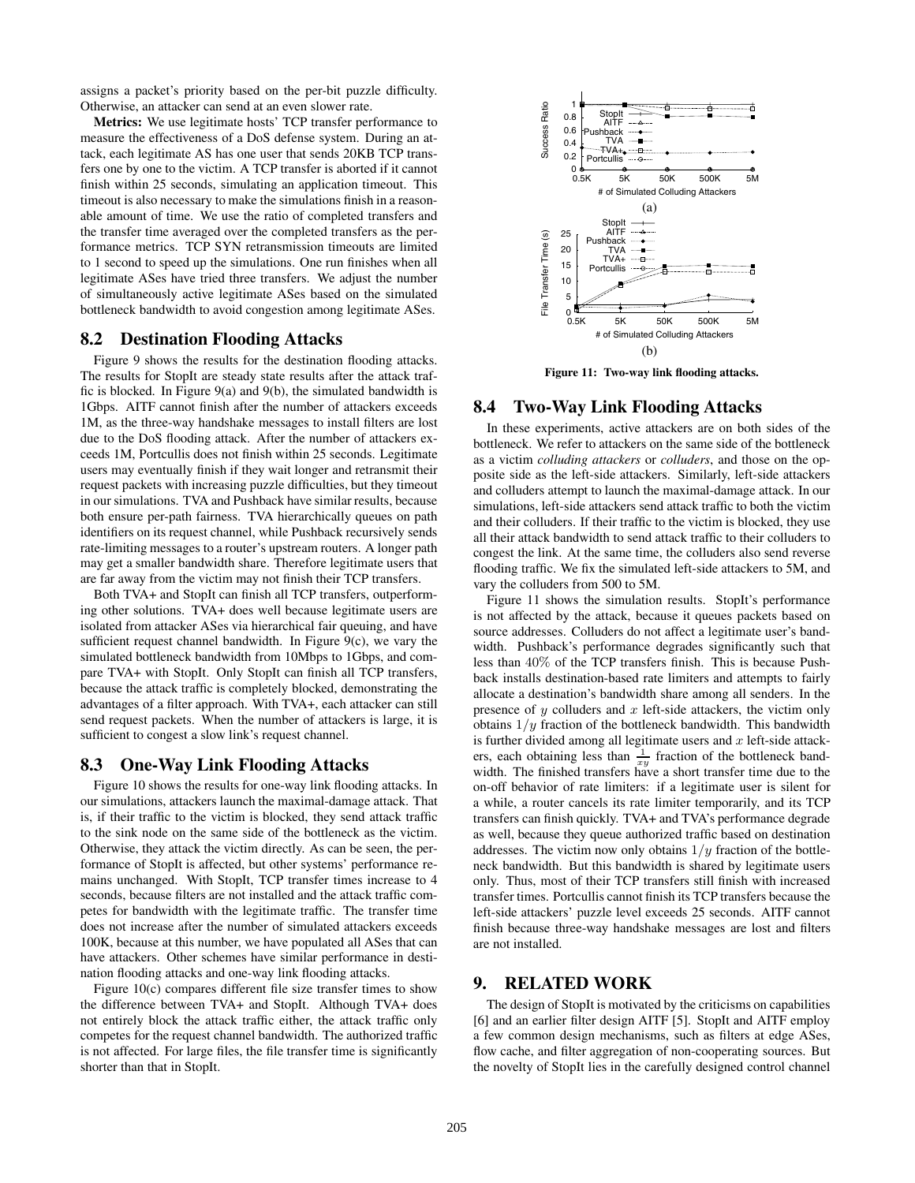assigns a packet's priority based on the per-bit puzzle difficulty. Otherwise, an attacker can send at an even slower rate.

**Metrics:** We use legitimate hosts' TCP transfer performance to measure the effectiveness of a DoS defense system. During an attack, each legitimate AS has one user that sends 20KB TCP transfers one by one to the victim. A TCP transfer is aborted if it cannot finish within 25 seconds, simulating an application timeout. This timeout is also necessary to make the simulations finish in a reasonable amount of time. We use the ratio of completed transfers and the transfer time averaged over the completed transfers as the performance metrics. TCP SYN retransmission timeouts are limited to 1 second to speed up the simulations. One run finishes when all legitimate ASes have tried three transfers. We adjust the number of simultaneously active legitimate ASes based on the simulated bottleneck bandwidth to avoid congestion among legitimate ASes.

## 8.2 Destination Flooding Attacks

Figure 9 shows the results for the destination flooding attacks. The results for StopIt are steady state results after the attack traffic is blocked. In Figure 9(a) and 9(b), the simulated bandwidth is 1Gbps. AITF cannot finish after the number of attackers exceeds 1M, as the three-way handshake messages to install filters are lost due to the DoS flooding attack. After the number of attackers exceeds 1M, Portcullis does not finish within 25 seconds. Legitimate users may eventually finish if they wait longer and retransmit their request packets with increasing puzzle difficulties, but they timeout in our simulations. TVA and Pushback have similar results, because both ensure per-path fairness. TVA hierarchically queues on path identifiers on its request channel, while Pushback recursively sends rate-limiting messages to a router's upstream routers. A longer path may get a smaller bandwidth share. Therefore legitimate users that are far away from the victim may not finish their TCP transfers.

Both TVA+ and StopIt can finish all TCP transfers, outperforming other solutions. TVA+ does well because legitimate users are isolated from attacker ASes via hierarchical fair queuing, and have sufficient request channel bandwidth. In Figure 9(c), we vary the simulated bottleneck bandwidth from 10Mbps to 1Gbps, and compare TVA+ with StopIt. Only StopIt can finish all TCP transfers, because the attack traffic is completely blocked, demonstrating the advantages of a filter approach. With TVA+, each attacker can still send request packets. When the number of attackers is large, it is sufficient to congest a slow link's request channel.

## 8.3 One-Way Link Flooding Attacks

Figure 10 shows the results for one-way link flooding attacks. In our simulations, attackers launch the maximal-damage attack. That is, if their traffic to the victim is blocked, they send attack traffic to the sink node on the same side of the bottleneck as the victim. Otherwise, they attack the victim directly. As can be seen, the performance of StopIt is affected, but other systems' performance remains unchanged. With StopIt, TCP transfer times increase to 4 seconds, because filters are not installed and the attack traffic competes for bandwidth with the legitimate traffic. The transfer time does not increase after the number of simulated attackers exceeds 100K, because at this number, we have populated all ASes that can have attackers. Other schemes have similar performance in destination flooding attacks and one-way link flooding attacks.

Figure 10(c) compares different file size transfer times to show the difference between TVA+ and StopIt. Although TVA+ does not entirely block the attack traffic either, the attack traffic only competes for the request channel bandwidth. The authorized traffic is not affected. For large files, the file transfer time is significantly shorter than that in StopIt.

Figure 11: Two-way link flooding attacks.

## 8.4 Two-Way Link Flooding Attacks

In these experiments, active attackers are on both sides of the bottleneck. We refer to attackers on the same side of the bottleneck as a victim *colluding attackers* or *colluders*, and those on the opposite side as the left-side attackers. Similarly, left-side attackers and colluders attempt to launch the maximal-damage attack. In our simulations, left-side attackers send attack traffic to both the victim and their colluders. If their traffic to the victim is blocked, they use all their attack bandwidth to send attack traffic to their colluders to congest the link. At the same time, the colluders also send reverse flooding traffic. We fix the simulated left-side attackers to 5M, and vary the colluders from 500 to 5M.

Figure 11 shows the simulation results. StopIt's performance is not affected by the attack, because it queues packets based on source addresses. Colluders do not affect a legitimate user's bandwidth. Pushback's performance degrades significantly such that less than 40% of the TCP transfers finish. This is because Pushback installs destination-based rate limiters and attempts to fairly allocate a destination's bandwidth share among all senders. In the presence of $y$ colluders and $x$ left-side attackers, the victim only obtains $1/y$ fraction of the bottleneck bandwidth. This bandwidth is further divided among all legitimate users and $x$ left-side attackers, each obtaining less than $\frac{1}{xy}$ fraction of the bottleneck bandwidth. The finished transfers have a short transfer time due to the on-off behavior of rate limiters: if a legitimate user is silent for a while, a router cancels its rate limiter temporarily, and its TCP transfers can finish quickly. TVA+ and TVA's performance degrade as well, because they queue authorized traffic based on destination addresses. The victim now only obtains $1/y$ fraction of the bottleneck bandwidth. But this bandwidth is shared by legitimate users only. Thus, most of their TCP transfers still finish with increased transfer times. Portcullis cannot finish its TCP transfers because the left-side attackers' puzzle level exceeds 25 seconds. AITF cannot finish because three-way handshake messages are lost and filters are not installed.

# 9. RELATED WORK

The design of StopIt is motivated by the criticisms on capabilities [6] and an earlier filter design AITF [5]. StopIt and AITF employ a few common design mechanisms, such as filters at edge ASes, flow cache, and filter aggregation of non-cooperating sources. But the novelty of StopIt lies in the carefully designed control channel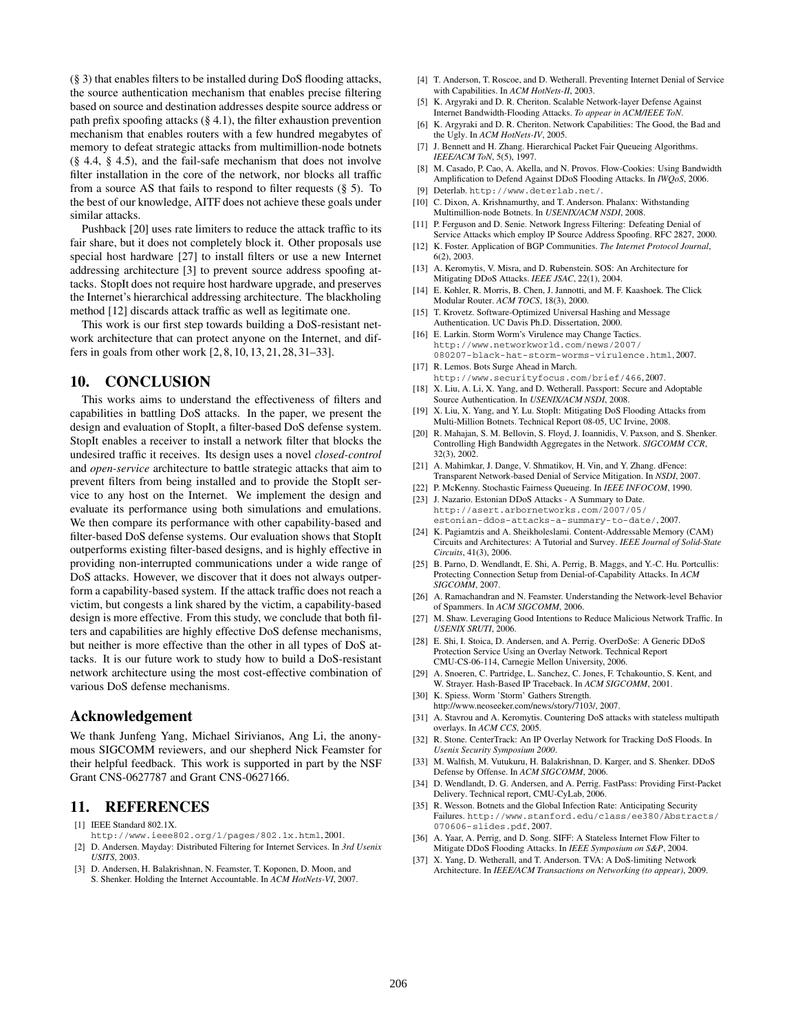(§ 3) that enables filters to be installed during DoS flooding attacks, the source authentication mechanism that enables precise filtering based on source and destination addresses despite source address or path prefix spoofing attacks (§ 4.1), the filter exhaustion prevention mechanism that enables routers with a few hundred megabytes of memory to defeat strategic attacks from multimillion-node botnets (§ 4.4, § 4.5), and the fail-safe mechanism that does not involve filter installation in the core of the network, nor blocks all traffic from a source AS that fails to respond to filter requests (§ 5). To the best of our knowledge, AITF does not achieve these goals under similar attacks.

Pushback [20] uses rate limiters to reduce the attack traffic to its fair share, but it does not completely block it. Other proposals use special host hardware [27] to install filters or use a new Internet addressing architecture [3] to prevent source address spoofing attacks. StopIt does not require host hardware upgrade, and preserves the Internet's hierarchical addressing architecture. The blackholing method [12] discards attack traffic as well as legitimate one.

This work is our first step towards building a DoS-resistant network architecture that can protect anyone on the Internet, and differs in goals from other work [2, 8, 10, 13, 21, 28, 31–33].

## 10. CONCLUSION

This works aims to understand the effectiveness of filters and capabilities in battling DoS attacks. In the paper, we present the design and evaluation of StopIt, a filter-based DoS defense system. StopIt enables a receiver to install a network filter that blocks the undesired traffic it receives. Its design uses a novel *closed-control* and *open-service* architecture to battle strategic attacks that aim to prevent filters from being installed and to provide the StopIt service to any host on the Internet. We implement the design and evaluate its performance using both simulations and emulations. We then compare its performance with other capability-based and filter-based DoS defense systems. Our evaluation shows that StopIt outperforms existing filter-based designs, and is highly effective in providing non-interrupted communications under a wide range of DoS attacks. However, we discover that it does not always outperform a capability-based system. If the attack traffic does not reach a victim, but congests a link shared by the victim, a capability-based design is more effective. From this study, we conclude that both filters and capabilities are highly effective DoS defense mechanisms, but neither is more effective than the other in all types of DoS attacks. It is our future work to study how to build a DoS-resistant network architecture using the most cost-effective combination of various DoS defense mechanisms.

## Acknowledgement

We thank Junfeng Yang, Michael Sirivianos, Ang Li, the anonymous SIGCOMM reviewers, and our shepherd Nick Feamster for their helpful feedback. This work is supported in part by the NSF Grant CNS-0627787 and Grant CNS-0627166.

## 11. REFERENCES

[1] IEEE Standard 802.1X. http://www.ieee802.org/1/pages/802.1x.html, 2001.

[2] D. Andersen. Mayday: Distributed Filtering for Internet Services. In *3rd Usenix USITS*, 2003.

[3] D. Andersen, H. Balakrishnan, N. Feamster, T. Koponen, D. Moon, and S. Shenker. Holding the Internet Accountable. In *ACM HotNets-VI*, 2007.

[4] T. Anderson, T. Roscoe, and D. Wetherall. Preventing Internet Denial of Service with Capabilities. In *ACM HotNets-II*, 2003.

[5] K. Argyraki and D. R. Cheriton. Scalable Network-layer Defense Against Internet Bandwidth-Flooding Attacks. *To appear in ACM/IEEE ToN*.

[6] K. Argyraki and D. R. Cheriton. Network Capabilities: The Good, the Bad and the Ugly. In *ACM HotNets-IV*, 2005.

[7] J. Bennett and H. Zhang. Hierarchical Packet Fair Queueing Algorithms. *IEEE/ACM ToN*, 5(5), 1997.

[8] M. Casado, P. Cao, A. Akella, and N. Provos. Flow-Cookies: Using Bandwidth Amplification to Defend Against DDoS Flooding Attacks. In *IWQoS*, 2006.

[9] Deterlab. http://www.deterlab.net/.

[10] C. Dixon, A. Krishnamurthy, and T. Anderson. Phalanx: Withstanding Multimillion-node Botnets. In *USENIX/ACM NSDI*, 2008.

[11] P. Ferguson and D. Senie. Network Ingress Filtering: Defeating Denial of Service Attacks which employ IP Source Address Spoofing. RFC 2827, 2000.

[12] K. Foster. Application of BGP Communities. *The Internet Protocol Journal*, 6(2), 2003.

[13] A. Keromytis, V. Misra, and D. Rubenstein. SOS: An Architecture for Mitigating DDoS Attacks. *IEEE JSAC*, 22(1), 2004.

[14] E. Kohler, R. Morris, B. Chen, J. Jannotti, and M. F. Kaashoek. The Click Modular Router. *ACM TOCS*, 18(3), 2000.

[15] T. Krovetz. Software-Optimized Universal Hashing and Message Authentication. UC Davis Ph.D. Dissertation, 2000.

[16] E. Larkin. Storm Worm's Virulence may Change Tactics. http://www.networkworld.com/news/2007/080207-black-hat-storm-worms-virulence.html, 2007.

[17] R. Lemos. Bots Surge Ahead in March. http://www.securityfocus.com/brief/466, 2007.

[18] X. Liu, A. Li, X. Yang, and D. Wetherall. Passport: Secure and Adoptable Source Authentication. In *USENIX/ACM NSDI*, 2008.

[19] X. Liu, X. Yang, and Y. Lu. StopIt: Mitigating DoS Flooding Attacks from Multi-Million Botnets. Technical Report 08-05, UC Irvine, 2008.

[20] R. Mahajan, S. M. Bellovin, S. Floyd, J. Ioannidis, V. Paxson, and S. Shenker. Controlling High Bandwidth Aggregates in the Network. *SIGCOMM CCR*, 32(3), 2002.

[21] A. Mahimkar, J. Dange, V. Shmatikov, H. Vin, and Y. Zhang. dFence: Transparent Network-based Denial of Service Mitigation. In *NSDI*, 2007.

[22] P. McKenny. Stochastic Fairness Queueing. In *IEEE INFOCOM*, 1990.

[23] J. Nazario. Estonian DDoS Attacks - A Summary to Date. http://asert.arbornetworks.com/2007/05/estonian-ddos-attacks-a-summary-to-date/, 2007.

[24] K. Pagiamtzis and A. Sheikholeslami. Content-Addressable Memory (CAM) Circuits and Architectures: A Tutorial and Survey. *IEEE Journal of Solid-State Circuits*, 41(3), 2006.

[25] B. Parno, D. Wendlandt, E. Shi, A. Perrig, B. Maggs, and Y.-C. Hu. Portcullis: Protecting Connection Setup from Denial-of-Capability Attacks. In *ACM SIGCOMM*, 2007.

[26] A. Ramachandran and N. Feamster. Understanding the Network-level Behavior of Spammers. In *ACM SIGCOMM*, 2006.

[27] M. Shaw. Leveraging Good Intentions to Reduce Malicious Network Traffic. In *USENIX SRUTI*, 2006.

[28] E. Shi, I. Stoica, D. Andersen, and A. Perrig. OverDoSe: A Generic DDoS Protection Service Using an Overlay Network. Technical Report CMU-CS-06-114, Carnegie Mellon University, 2006.

[29] A. Snoeren, C. Partridge, L. Sanchez, C. Jones, F. Tchakountio, S. Kent, and W. Strayer. Hash-Based IP Traceback. In *ACM SIGCOMM*, 2001.

[30] K. Spiess. Worm 'Storm' Gathers Strength. http://www.neoseeker.com/news/story/7103/, 2007.

[31] A. Stavrou and A. Keromytis. Countering DoS attacks with stateless multipath overlays. In *ACM CCS*, 2005.

[32] R. Stone. CenterTrack: An IP Overlay Network for Tracking DoS Floods. In *Usenix Security Symposium 2000*.

[33] M. Walfish, M. Vutukuru, H. Balakrishnan, D. Karger, and S. Shenker. DDoS Defense by Offense. In *ACM SIGCOMM*, 2006.

[34] D. Wendlandt, D. G. Andersen, and A. Perrig. FastPass: Providing First-Packet Delivery. Technical report, CMU-CyLab, 2006.

[35] R. Wesson. Botnets and the Global Infection Rate: Anticipating Security Failures. http://www.stanford.edu/class/ee380/Abstracts/070606-slides.pdf, 2007.

[36] A. Yaar, A. Perrig, and D. Song. SIFF: A Stateless Internet Flow Filter to Mitigate DDoS Flooding Attacks. In *IEEE Symposium on S&P*, 2004.

[37] X. Yang, D. Wetherall, and T. Anderson. TVA: A DoS-limiting Network Architecture. In *IEEE/ACM Transactions on Networking (to appear)*, 2009.